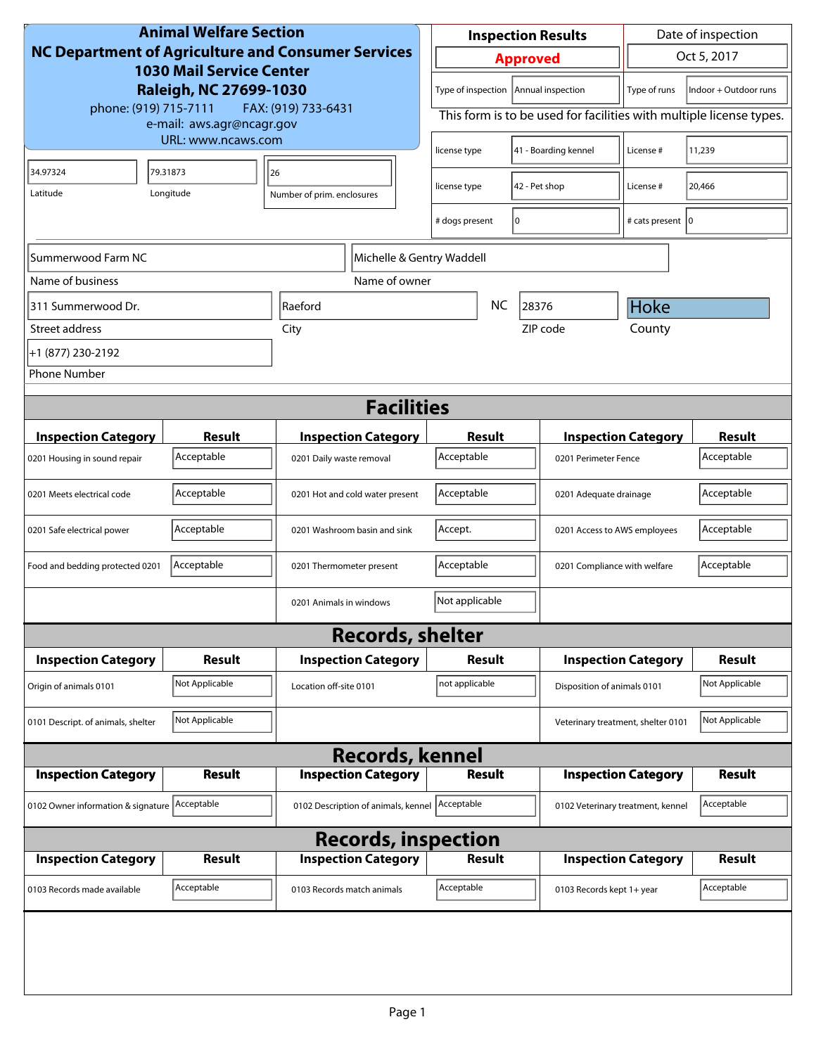**Animal Welfare Section**
**NC Department of Agriculture and Consumer Services**
**1030 Mail Service Center**
**Raleigh, NC 27699-1030**
phone: (919) 715-7111 FAX: (919) 733-6431
e-mail: aws.agr@ncagr.gov
URL: www.ncaws.com

| Inspection Results | Date of inspection |
|---|---|
| **Approved** | Oct 5, 2017 |

| Type of inspection | Annual inspection | Type of runs | Indoor + Outdoor runs |
|---|---|---|---|

This form is to be used for facilities with multiple license types.

| license type | 41 - Boarding kennel | License # | 11,239 |
|---|---|---|---|
| license type | 42 - Pet shop | License # | 20,466 |
| # dogs present | 0 | # cats present | 0 |

| Latitude | Longitude | Number of prim. enclosures |
|---|---|---|
| 34.97324 | 79.31873 | 26 |

| Name of business | Name of owner |
|---|---|
| Summerwood Farm NC | Michelle & Gentry Waddell |

| Street address | City | State | ZIP code | County |
|---|---|---|---|---|
| 311 Summerwood Dr. | Raeford | NC | 28376 | Hoke |

Phone Number: +1 (877) 230-2192

## Facilities

| Inspection Category | Result | Inspection Category | Result | Inspection Category | Result |
|---|---|---|---|---|---|
| 0201 Housing in sound repair | Acceptable | 0201 Daily waste removal | Acceptable | 0201 Perimeter Fence | Acceptable |
| 0201 Meets electrical code | Acceptable | 0201 Hot and cold water present | Acceptable | 0201 Adequate drainage | Acceptable |
| 0201 Safe electrical power | Acceptable | 0201 Washroom basin and sink | Accept. | 0201 Access to AWS employees | Acceptable |
| Food and bedding protected 0201 | Acceptable | 0201 Thermometer present | Acceptable | 0201 Compliance with welfare | Acceptable |
| | | 0201 Animals in windows | Not applicable | | |

## Records, shelter

| Inspection Category | Result | Inspection Category | Result | Inspection Category | Result |
|---|---|---|---|---|---|
| Origin of animals 0101 | Not Applicable | Location off-site 0101 | not applicable | Disposition of animals 0101 | Not Applicable |
| 0101 Descript. of animals, shelter | Not Applicable | | | Veterinary treatment, shelter 0101 | Not Applicable |

## Records, kennel

| Inspection Category | Result | Inspection Category | Result | Inspection Category | Result |
|---|---|---|---|---|---|
| 0102 Owner information & signature | Acceptable | 0102 Description of animals, kennel | Acceptable | 0102 Veterinary treatment, kennel | Acceptable |

## Records, inspection

| Inspection Category | Result | Inspection Category | Result | Inspection Category | Result |
|---|---|---|---|---|---|
| 0103 Records made available | Acceptable | 0103 Records match animals | Acceptable | 0103 Records kept 1+ year | Acceptable |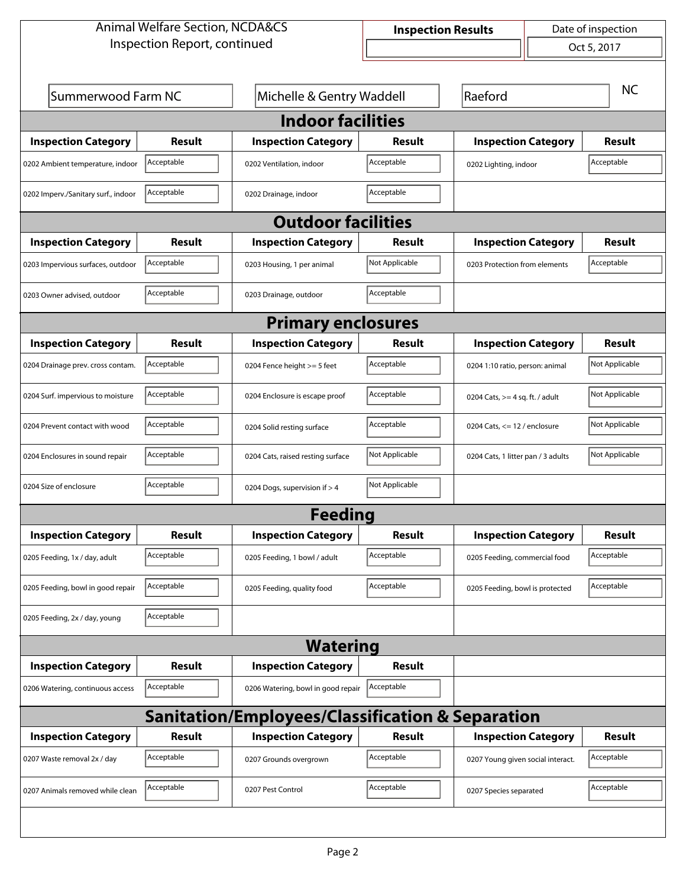Animal Welfare Section, NCDA&CS
Inspection Report, continued

| Inspection Results | Date of inspection |
| --- | --- |
| | Oct 5, 2017 |

| | | | |
| --- | --- | --- | --- |
| Summerwood Farm NC | Michelle & Gentry Waddell | Raeford | NC |

## Indoor facilities

| Inspection Category | Result | Inspection Category | Result | Inspection Category | Result |
| --- | --- | --- | --- | --- | --- |
| 0202 Ambient temperature, indoor | Acceptable | 0202 Ventilation, indoor | Acceptable | 0202 Lighting, indoor | Acceptable |
| 0202 Imperv./Sanitary surf., indoor | Acceptable | 0202 Drainage, indoor | Acceptable | | |

## Outdoor facilities

| Inspection Category | Result | Inspection Category | Result | Inspection Category | Result |
| --- | --- | --- | --- | --- | --- |
| 0203 Impervious surfaces, outdoor | Acceptable | 0203 Housing, 1 per animal | Not Applicable | 0203 Protection from elements | Acceptable |
| 0203 Owner advised, outdoor | Acceptable | 0203 Drainage, outdoor | Acceptable | | |

## Primary enclosures

| Inspection Category | Result | Inspection Category | Result | Inspection Category | Result |
| --- | --- | --- | --- | --- | --- |
| 0204 Drainage prev. cross contam. | Acceptable | 0204 Fence height >= 5 feet | Acceptable | 0204 1:10 ratio, person: animal | Not Applicable |
| 0204 Surf. impervious to moisture | Acceptable | 0204 Enclosure is escape proof | Acceptable | 0204 Cats, >= 4 sq. ft. / adult | Not Applicable |
| 0204 Prevent contact with wood | Acceptable | 0204 Solid resting surface | Acceptable | 0204 Cats, <= 12 / enclosure | Not Applicable |
| 0204 Enclosures in sound repair | Acceptable | 0204 Cats, raised resting surface | Not Applicable | 0204 Cats, 1 litter pan / 3 adults | Not Applicable |
| 0204 Size of enclosure | Acceptable | 0204 Dogs, supervision if > 4 | Not Applicable | | |

## Feeding

| Inspection Category | Result | Inspection Category | Result | Inspection Category | Result |
| --- | --- | --- | --- | --- | --- |
| 0205 Feeding, 1x / day, adult | Acceptable | 0205 Feeding, 1 bowl / adult | Acceptable | 0205 Feeding, commercial food | Acceptable |
| 0205 Feeding, bowl in good repair | Acceptable | 0205 Feeding, quality food | Acceptable | 0205 Feeding, bowl is protected | Acceptable |
| 0205 Feeding, 2x / day, young | Acceptable | | | | |

## Watering

| Inspection Category | Result | Inspection Category | Result |
| --- | --- | --- | --- |
| 0206 Watering, continuous access | Acceptable | 0206 Watering, bowl in good repair | Acceptable |

## Sanitation/Employees/Classification & Separation

| Inspection Category | Result | Inspection Category | Result | Inspection Category | Result |
| --- | --- | --- | --- | --- | --- |
| 0207 Waste removal 2x / day | Acceptable | 0207 Grounds overgrown | Acceptable | 0207 Young given social interact. | Acceptable |
| 0207 Animals removed while clean | Acceptable | 0207 Pest Control | Acceptable | 0207 Species separated | Acceptable |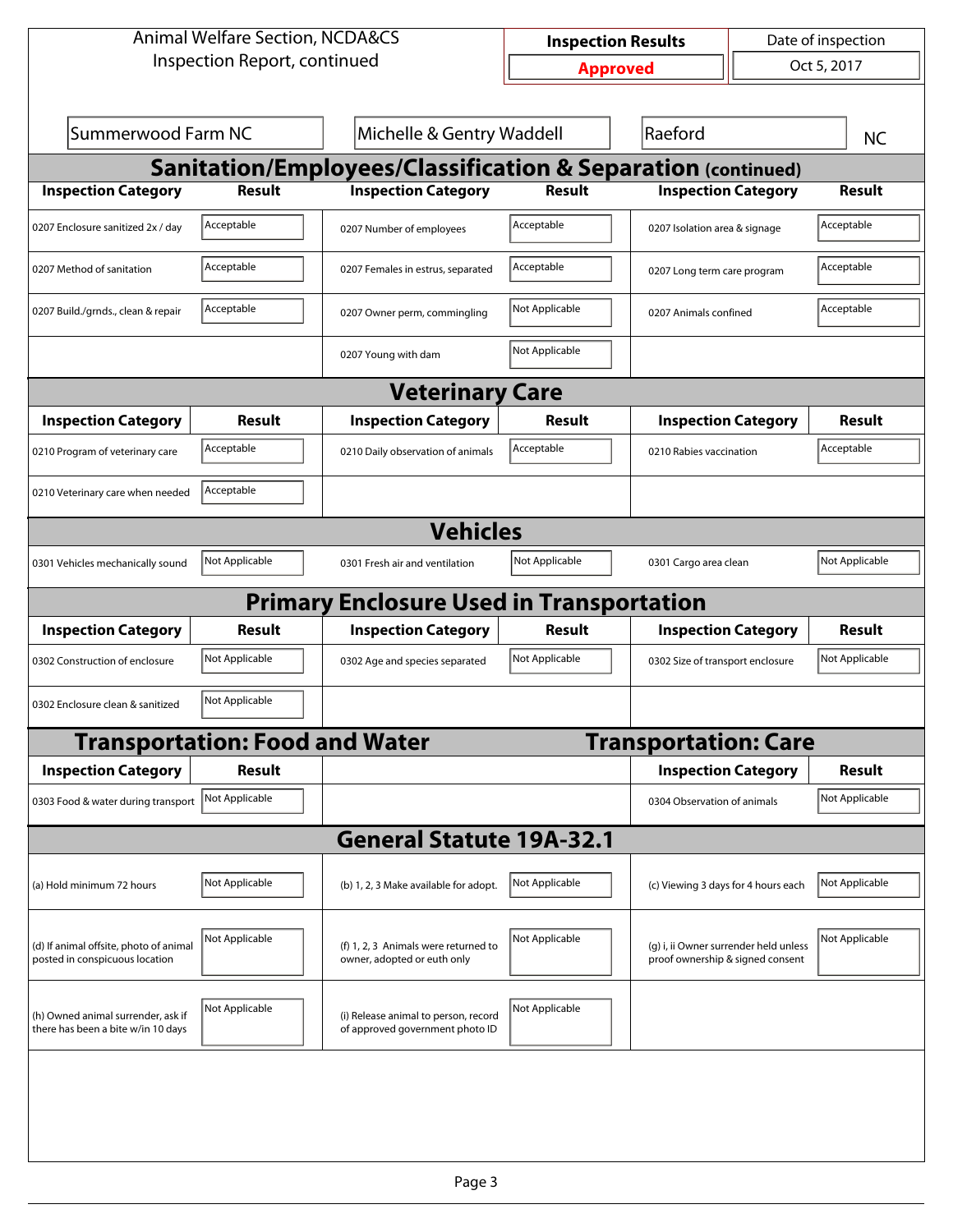Animal Welfare Section, NCDA&CS
Inspection Report, continued

| Inspection Results | Date of inspection |
|---|---|
| Approved | Oct 5, 2017 |

Summerwood Farm NC | Michelle & Gentry Waddell | Raeford | NC

## Sanitation/Employees/Classification & Separation (continued)

| Inspection Category | Result | Inspection Category | Result | Inspection Category | Result |
|---|---|---|---|---|---|
| 0207 Enclosure sanitized 2x / day | Acceptable | 0207 Number of employees | Acceptable | 0207 Isolation area & signage | Acceptable |
| 0207 Method of sanitation | Acceptable | 0207 Females in estrus, separated | Acceptable | 0207 Long term care program | Acceptable |
| 0207 Build./grnds., clean & repair | Acceptable | 0207 Owner perm, commingling | Not Applicable | 0207 Animals confined | Acceptable |
| | | 0207 Young with dam | Not Applicable | | |

## Veterinary Care

| Inspection Category | Result | Inspection Category | Result | Inspection Category | Result |
|---|---|---|---|---|---|
| 0210 Program of veterinary care | Acceptable | 0210 Daily observation of animals | Acceptable | 0210 Rabies vaccination | Acceptable |
| 0210 Veterinary care when needed | Acceptable | | | | |

## Vehicles

| Inspection Category | Result | Inspection Category | Result | Inspection Category | Result |
|---|---|---|---|---|---|
| 0301 Vehicles mechanically sound | Not Applicable | 0301 Fresh air and ventilation | Not Applicable | 0301 Cargo area clean | Not Applicable |

## Primary Enclosure Used in Transportation

| Inspection Category | Result | Inspection Category | Result | Inspection Category | Result |
|---|---|---|---|---|---|
| 0302 Construction of enclosure | Not Applicable | 0302 Age and species separated | Not Applicable | 0302 Size of transport enclosure | Not Applicable |
| 0302 Enclosure clean & sanitized | Not Applicable | | | | |

## Transportation: Food and Water

| Inspection Category | Result |
|---|---|
| 0303 Food & water during transport | Not Applicable |

## Transportation: Care

| Inspection Category | Result |
|---|---|
| 0304 Observation of animals | Not Applicable |

## General Statute 19A-32.1

| Inspection Category | Result | Inspection Category | Result | Inspection Category | Result |
|---|---|---|---|---|---|
| (a) Hold minimum 72 hours | Not Applicable | (b) 1, 2, 3 Make available for adopt. | Not Applicable | (c) Viewing 3 days for 4 hours each | Not Applicable |
| (d) If animal offsite, photo of animal posted in conspicuous location | Not Applicable | (f) 1, 2, 3 Animals were returned to owner, adopted or euth only | Not Applicable | (g) i, ii Owner surrender held unless proof ownership & signed consent | Not Applicable |
| (h) Owned animal surrender, ask if there has been a bite w/in 10 days | Not Applicable | (i) Release animal to person, record of approved government photo ID | Not Applicable | | |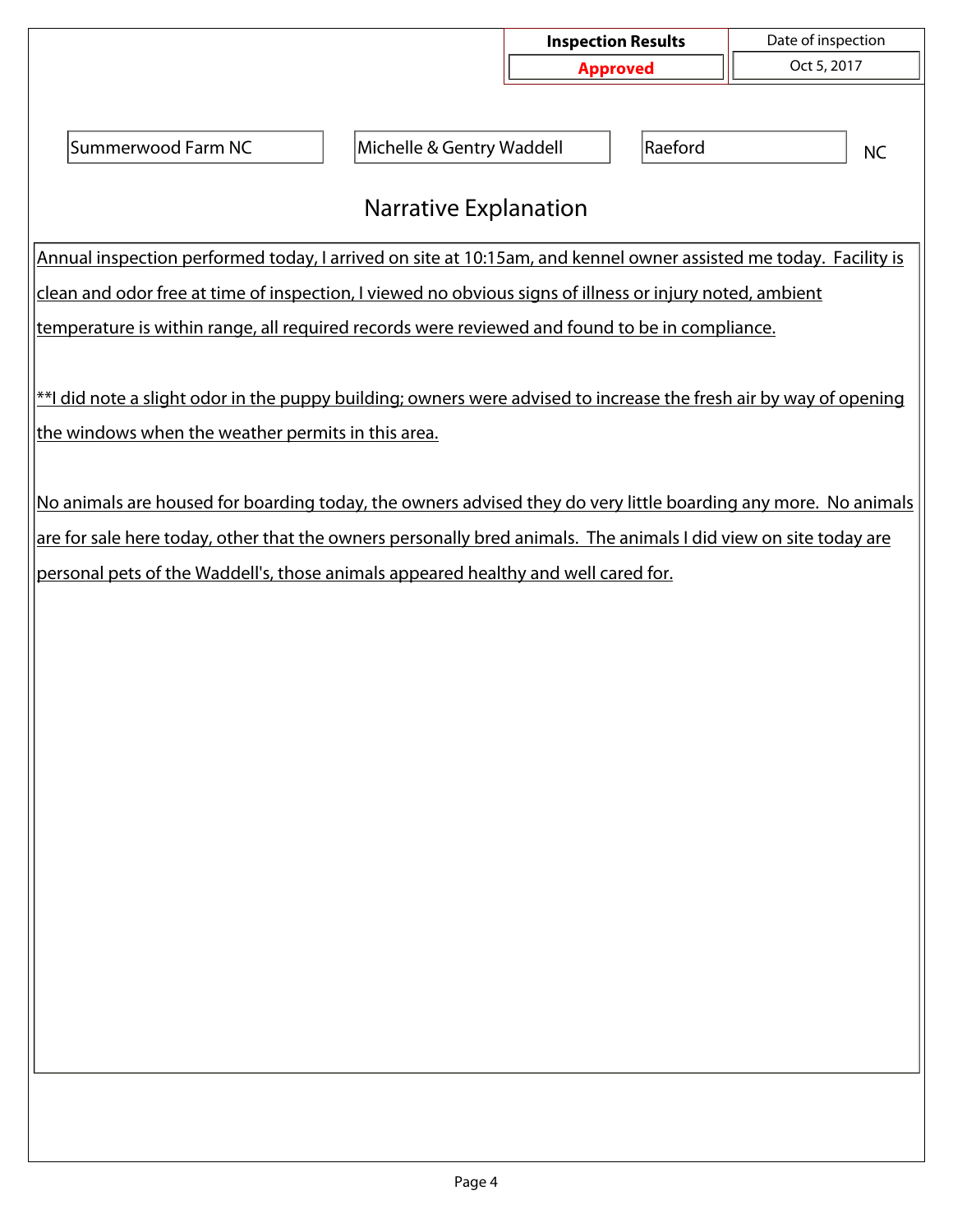| Inspection Results | Date of inspection |
| --- | --- |
| **Approved** | Oct 5, 2017 |

| | | | |
| --- | --- | --- | --- |
| Summerwood Farm NC | Michelle & Gentry Waddell | Raeford | NC |

## Narrative Explanation

Annual inspection performed today, I arrived on site at 10:15am, and kennel owner assisted me today. Facility is clean and odor free at time of inspection, I viewed no obvious signs of illness or injury noted, ambient temperature is within range, all required records were reviewed and found to be in compliance.

**I did note a slight odor in the puppy building; owners were advised to increase the fresh air by way of opening the windows when the weather permits in this area.

No animals are housed for boarding today, the owners advised they do very little boarding any more. No animals are for sale here today, other that the owners personally bred animals. The animals I did view on site today are personal pets of the Waddell's, those animals appeared healthy and well cared for.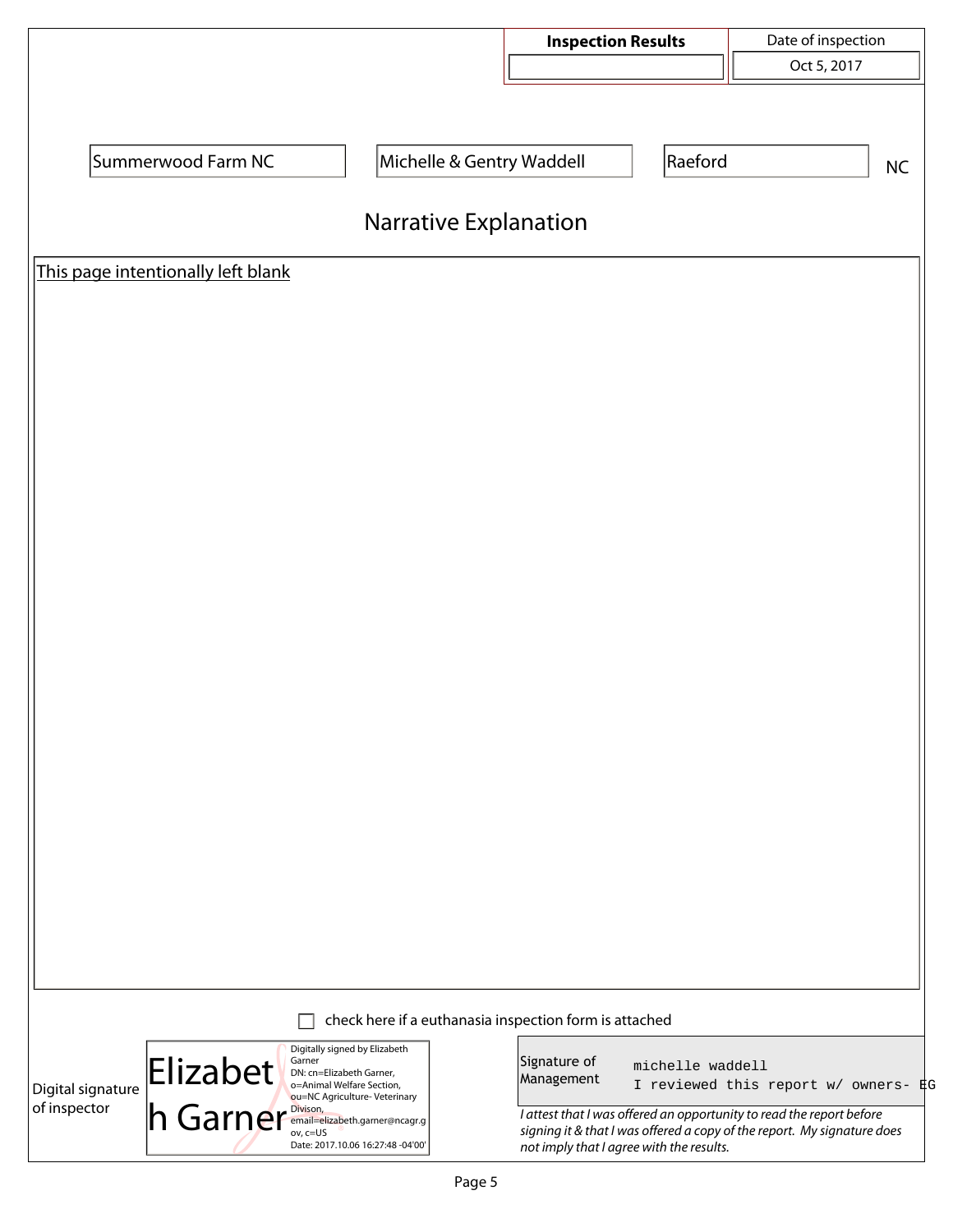| Inspection Results | Date of inspection |
| --- | --- |
| | Oct 5, 2017 |

| | | | |
| --- | --- | --- | --- |
| Summerwood Farm NC | Michelle & Gentry Waddell | Raeford | NC |

## Narrative Explanation

This page intentionally left blank

☐ check here if a euthanasia inspection form is attached

Digital signature of inspector: Elizabeth Garner

Digitally signed by Elizabeth Garner
DN: cn=Elizabeth Garner, o=Animal Welfare Section, ou=NC Agriculture- Veterinary Divison, email=elizabeth.garner@ncagr.gov, c=US
Date: 2017.10.06 16:27:48 -04'00'

Signature of Management: michelle waddell
I reviewed this report w/ owners- EG

*I attest that I was offered an opportunity to read the report before signing it & that I was offered a copy of the report. My signature does not imply that I agree with the results.*